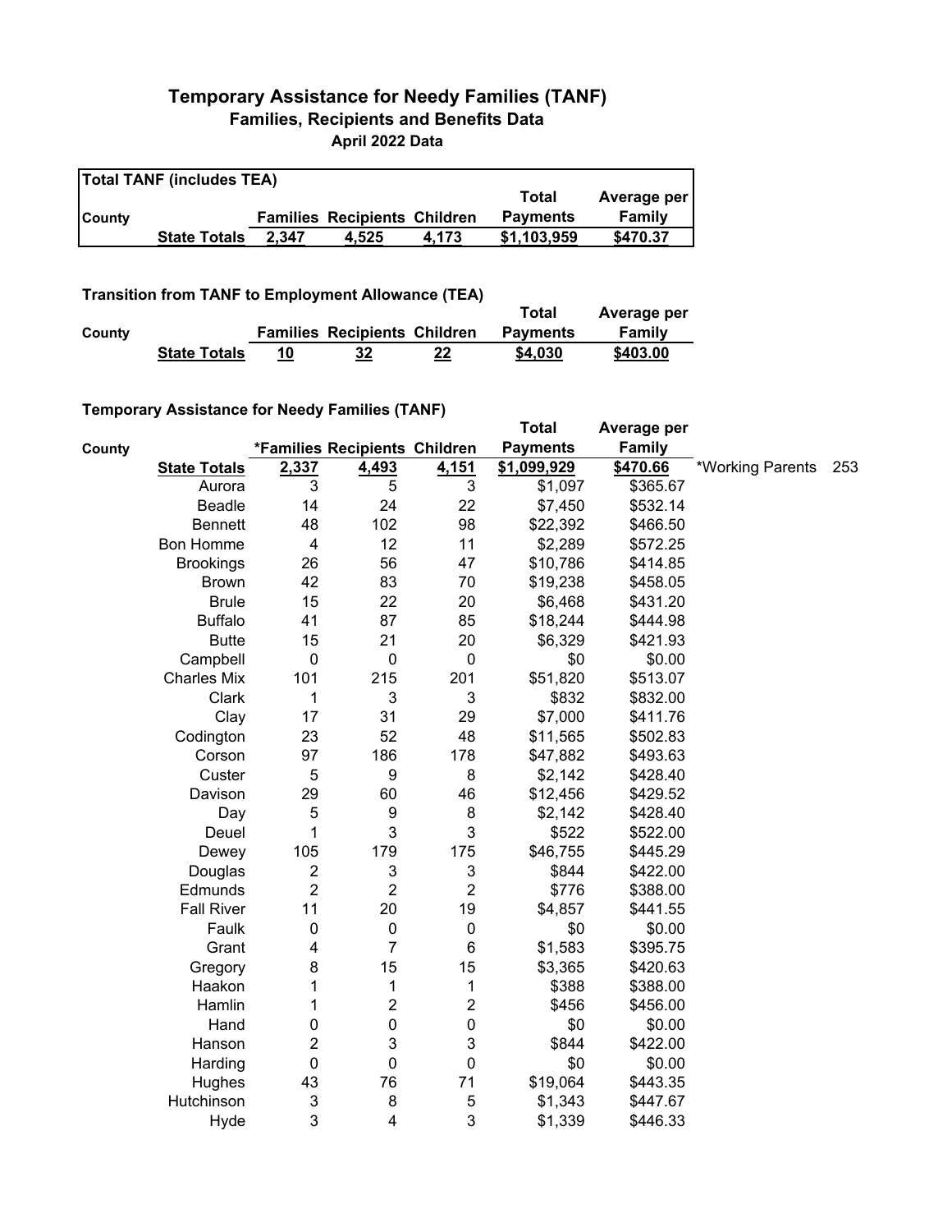# Temporary Assistance for Needy Families (TANF)

## Families, Recipients and Benefits Data

### April 2022 Data

**Total TANF (includes TEA)**

| County | | Families | Recipients | Children | Total Payments | Average per Family |
|---|---|---|---|---|---|---|
| | **State Totals** | **2,347** | **4,525** | **4,173** | **$1,103,959** | **$470.37** |

**Transition from TANF to Employment Allowance (TEA)**

| County | | Families | Recipients | Children | Total Payments | Average per Family |
|---|---|---|---|---|---|---|
| | **State Totals** | **10** | **32** | **22** | **$4,030** | **$403.00** |

**Temporary Assistance for Needy Families (TANF)**

| County | | *Families | Recipients | Children | Total Payments | Average per Family | | |
|---|---|---|---|---|---|---|---|---|
| | **State Totals** | **2,337** | **4,493** | **4,151** | **$1,099,929** | **$470.66** | *Working Parents | 253 |
| | Aurora | 3 | 5 | 3 | $1,097 | $365.67 | | |
| | Beadle | 14 | 24 | 22 | $7,450 | $532.14 | | |
| | Bennett | 48 | 102 | 98 | $22,392 | $466.50 | | |
| | Bon Homme | 4 | 12 | 11 | $2,289 | $572.25 | | |
| | Brookings | 26 | 56 | 47 | $10,786 | $414.85 | | |
| | Brown | 42 | 83 | 70 | $19,238 | $458.05 | | |
| | Brule | 15 | 22 | 20 | $6,468 | $431.20 | | |
| | Buffalo | 41 | 87 | 85 | $18,244 | $444.98 | | |
| | Butte | 15 | 21 | 20 | $6,329 | $421.93 | | |
| | Campbell | 0 | 0 | 0 | $0 | $0.00 | | |
| | Charles Mix | 101 | 215 | 201 | $51,820 | $513.07 | | |
| | Clark | 1 | 3 | 3 | $832 | $832.00 | | |
| | Clay | 17 | 31 | 29 | $7,000 | $411.76 | | |
| | Codington | 23 | 52 | 48 | $11,565 | $502.83 | | |
| | Corson | 97 | 186 | 178 | $47,882 | $493.63 | | |
| | Custer | 5 | 9 | 8 | $2,142 | $428.40 | | |
| | Davison | 29 | 60 | 46 | $12,456 | $429.52 | | |
| | Day | 5 | 9 | 8 | $2,142 | $428.40 | | |
| | Deuel | 1 | 3 | 3 | $522 | $522.00 | | |
| | Dewey | 105 | 179 | 175 | $46,755 | $445.29 | | |
| | Douglas | 2 | 3 | 3 | $844 | $422.00 | | |
| | Edmunds | 2 | 2 | 2 | $776 | $388.00 | | |
| | Fall River | 11 | 20 | 19 | $4,857 | $441.55 | | |
| | Faulk | 0 | 0 | 0 | $0 | $0.00 | | |
| | Grant | 4 | 7 | 6 | $1,583 | $395.75 | | |
| | Gregory | 8 | 15 | 15 | $3,365 | $420.63 | | |
| | Haakon | 1 | 1 | 1 | $388 | $388.00 | | |
| | Hamlin | 1 | 2 | 2 | $456 | $456.00 | | |
| | Hand | 0 | 0 | 0 | $0 | $0.00 | | |
| | Hanson | 2 | 3 | 3 | $844 | $422.00 | | |
| | Harding | 0 | 0 | 0 | $0 | $0.00 | | |
| | Hughes | 43 | 76 | 71 | $19,064 | $443.35 | | |
| | Hutchinson | 3 | 8 | 5 | $1,343 | $447.67 | | |
| | Hyde | 3 | 4 | 3 | $1,339 | $446.33 | | |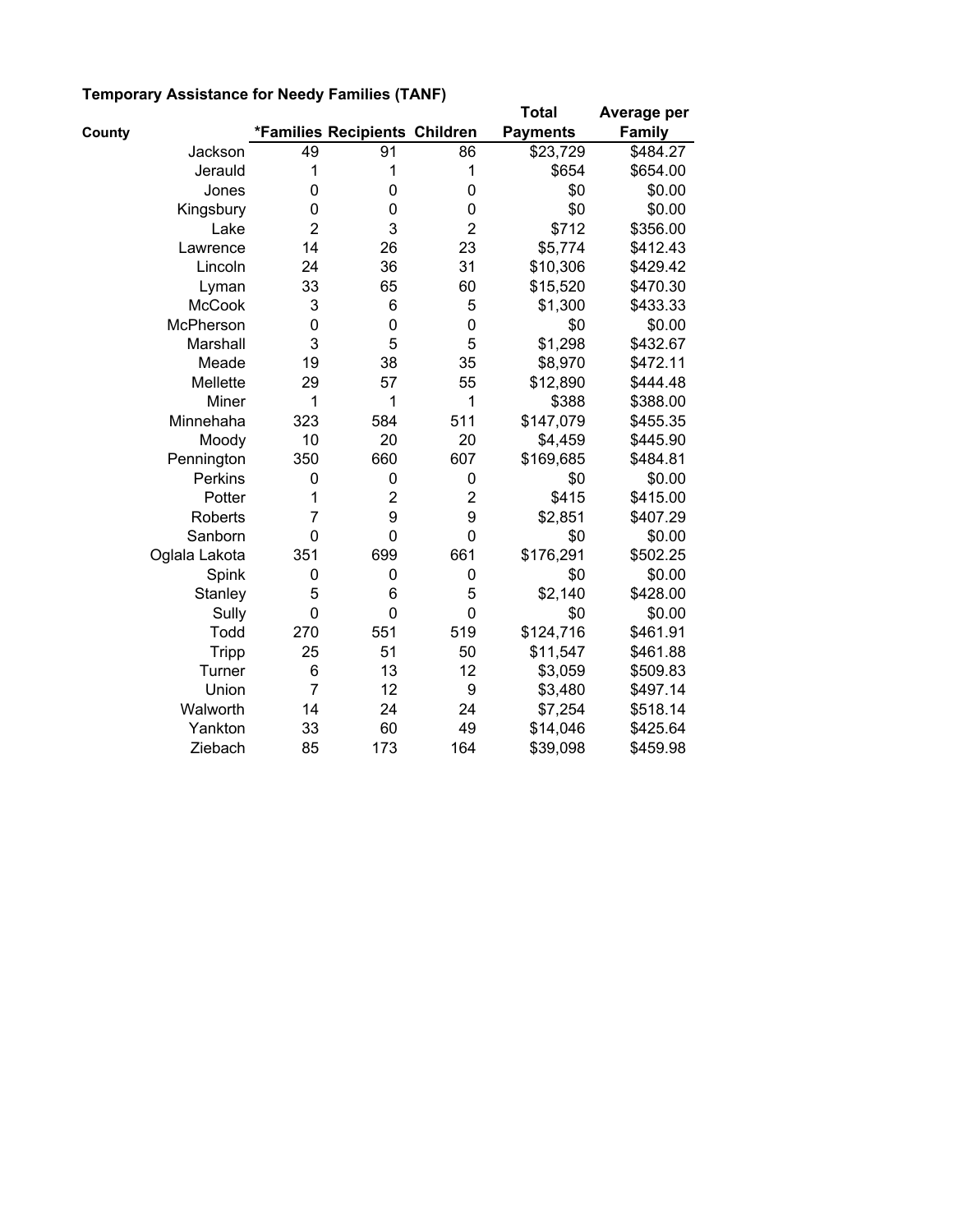**Temporary Assistance for Needy Families (TANF)**

| County | *Families | Recipients | Children | Total Payments | Average per Family |
|---|---|---|---|---|---|
| Jackson | 49 | 91 | 86 | $23,729 | $484.27 |
| Jerauld | 1 | 1 | 1 | $654 | $654.00 |
| Jones | 0 | 0 | 0 | $0 | $0.00 |
| Kingsbury | 0 | 0 | 0 | $0 | $0.00 |
| Lake | 2 | 3 | 2 | $712 | $356.00 |
| Lawrence | 14 | 26 | 23 | $5,774 | $412.43 |
| Lincoln | 24 | 36 | 31 | $10,306 | $429.42 |
| Lyman | 33 | 65 | 60 | $15,520 | $470.30 |
| McCook | 3 | 6 | 5 | $1,300 | $433.33 |
| McPherson | 0 | 0 | 0 | $0 | $0.00 |
| Marshall | 3 | 5 | 5 | $1,298 | $432.67 |
| Meade | 19 | 38 | 35 | $8,970 | $472.11 |
| Mellette | 29 | 57 | 55 | $12,890 | $444.48 |
| Miner | 1 | 1 | 1 | $388 | $388.00 |
| Minnehaha | 323 | 584 | 511 | $147,079 | $455.35 |
| Moody | 10 | 20 | 20 | $4,459 | $445.90 |
| Pennington | 350 | 660 | 607 | $169,685 | $484.81 |
| Perkins | 0 | 0 | 0 | $0 | $0.00 |
| Potter | 1 | 2 | 2 | $415 | $415.00 |
| Roberts | 7 | 9 | 9 | $2,851 | $407.29 |
| Sanborn | 0 | 0 | 0 | $0 | $0.00 |
| Oglala Lakota | 351 | 699 | 661 | $176,291 | $502.25 |
| Spink | 0 | 0 | 0 | $0 | $0.00 |
| Stanley | 5 | 6 | 5 | $2,140 | $428.00 |
| Sully | 0 | 0 | 0 | $0 | $0.00 |
| Todd | 270 | 551 | 519 | $124,716 | $461.91 |
| Tripp | 25 | 51 | 50 | $11,547 | $461.88 |
| Turner | 6 | 13 | 12 | $3,059 | $509.83 |
| Union | 7 | 12 | 9 | $3,480 | $497.14 |
| Walworth | 14 | 24 | 24 | $7,254 | $518.14 |
| Yankton | 33 | 60 | 49 | $14,046 | $425.64 |
| Ziebach | 85 | 173 | 164 | $39,098 | $459.98 |